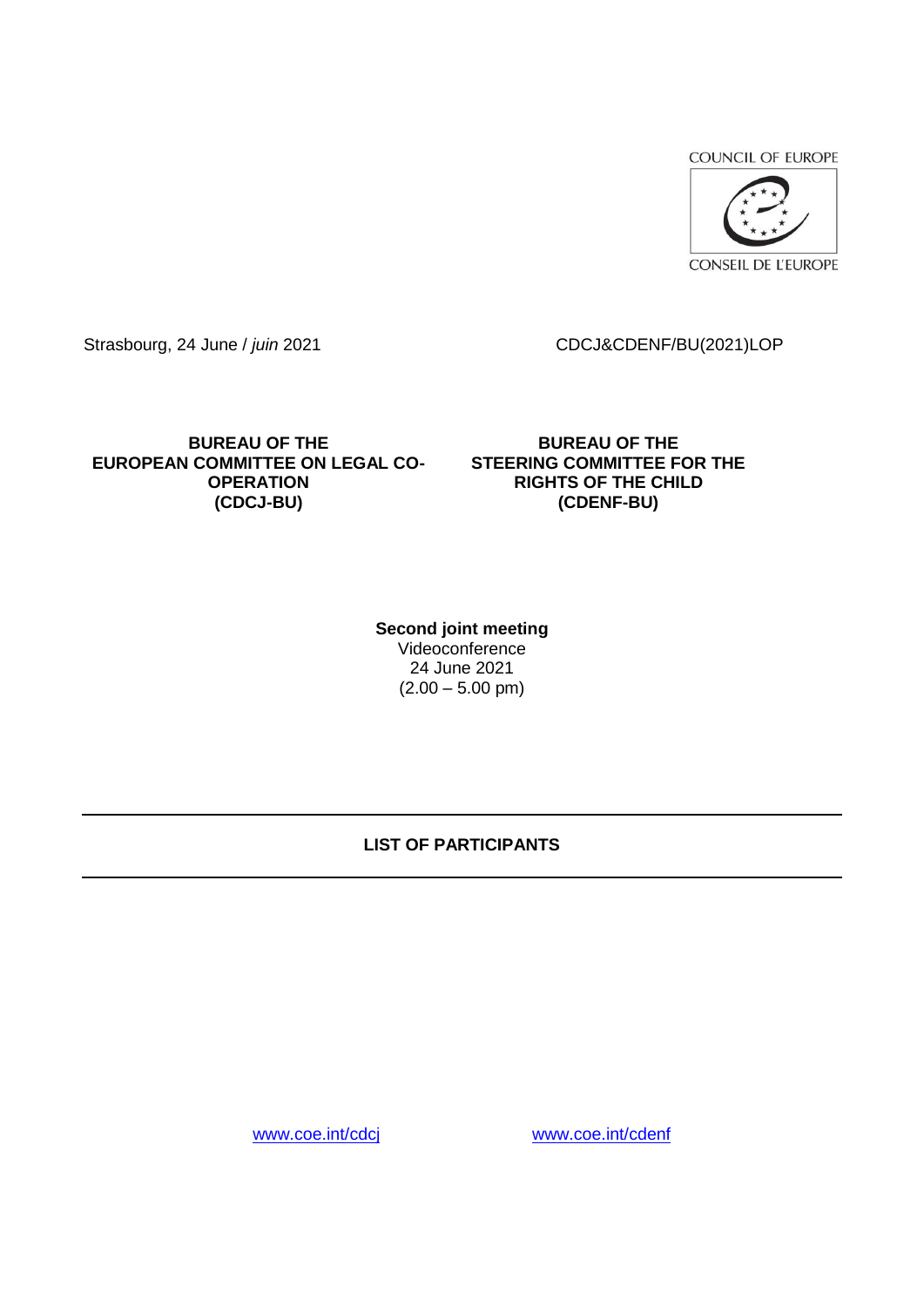COUNCIL OF EUROPE

CONSEIL DE L'EUROPE

Strasbourg, 24 June / *juin* 2021

CDCJ&CDENF/BU(2021)LOP

**BUREAU OF THE EUROPEAN COMMITTEE ON LEGAL CO-OPERATION (CDCJ-BU)**

**BUREAU OF THE STEERING COMMITTEE FOR THE RIGHTS OF THE CHILD (CDENF-BU)**

**Second joint meeting**
Videoconference
24 June 2021
(2.00 – 5.00 pm)

---

## LIST OF PARTICIPANTS

---

www.coe.int/cdcj www.coe.int/cdenf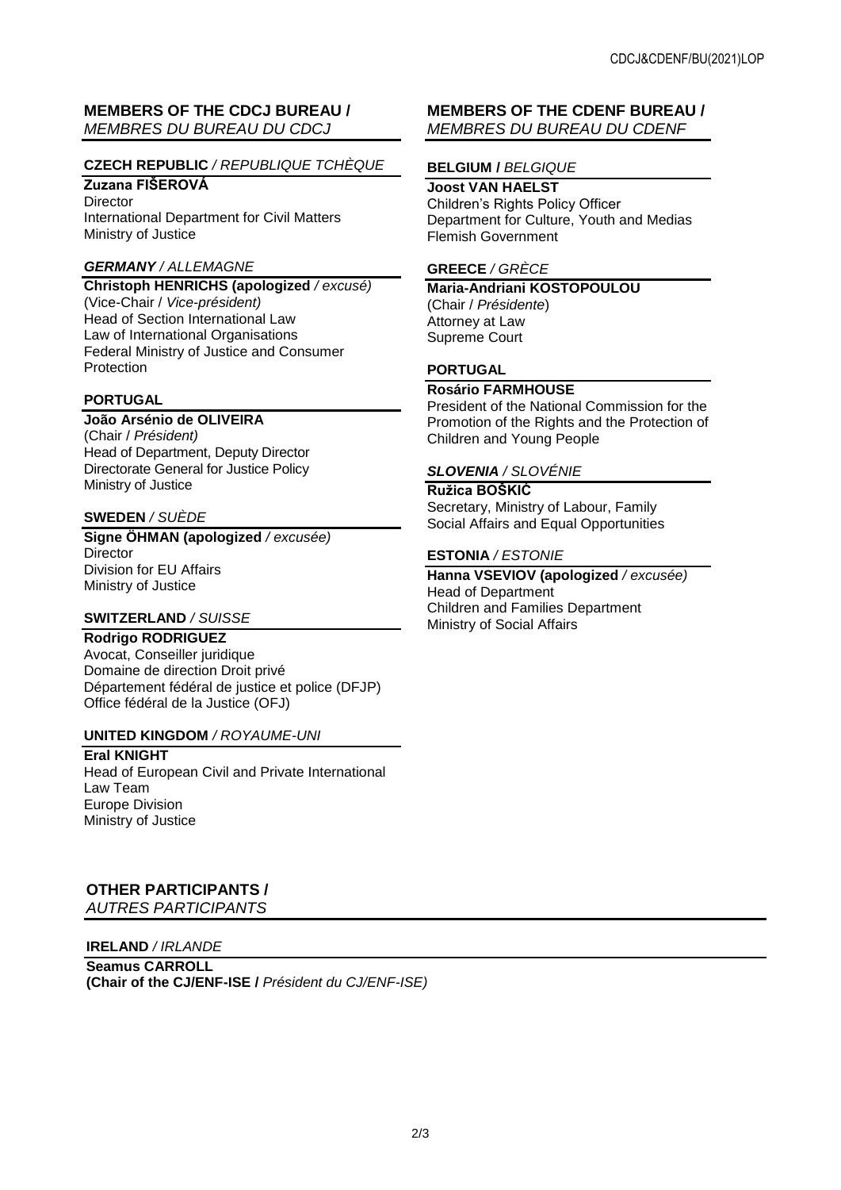## MEMBERS OF THE CDCJ BUREAU / *MEMBRES DU BUREAU DU CDCJ*

### CZECH REPUBLIC / *REPUBLIQUE TCHÈQUE*

**Zuzana FIŠEROVÁ**
Director
International Department for Civil Matters
Ministry of Justice

### *GERMANY / ALLEMAGNE*

**Christoph HENRICHS (apologized** */ excusé)*
(Vice-Chair / *Vice-président)*
Head of Section International Law
Law of International Organisations
Federal Ministry of Justice and Consumer Protection

### PORTUGAL

**João Arsénio de OLIVEIRA**
(Chair / *Président)*
Head of Department, Deputy Director
Directorate General for Justice Policy
Ministry of Justice

### SWEDEN */ SUÈDE*

**Signe ÖHMAN (apologized** */ excusée)*
Director
Division for EU Affairs
Ministry of Justice

### SWITZERLAND */ SUISSE*

**Rodrigo RODRIGUEZ**
Avocat, Conseiller juridique
Domaine de direction Droit privé
Département fédéral de justice et police (DFJP)
Office fédéral de la Justice (OFJ)

### UNITED KINGDOM */ ROYAUME-UNI*

**Eral KNIGHT**
Head of European Civil and Private International Law Team
Europe Division
Ministry of Justice

## MEMBERS OF THE CDENF BUREAU / *MEMBRES DU BUREAU DU CDENF*

### BELGIUM / *BELGIQUE*

**Joost VAN HAELST**
Children's Rights Policy Officer
Department for Culture, Youth and Medias
Flemish Government

### GREECE */ GRÈCE*

**Maria-Andriani KOSTOPOULOU**
(Chair / *Présidente*)
Attorney at Law
Supreme Court

### PORTUGAL

**Rosário FARMHOUSE**
President of the National Commission for the Promotion of the Rights and the Protection of Children and Young People

### *SLOVENIA / SLOVÉNIE*

**Ružica BOŠKIĆ**
Secretary, Ministry of Labour, Family Social Affairs and Equal Opportunities

### ESTONIA */ ESTONIE*

**Hanna VSEVIOV (apologized** */ excusée)*
Head of Department
Children and Families Department
Ministry of Social Affairs

## OTHER PARTICIPANTS / *AUTRES PARTICIPANTS*

### IRELAND */ IRLANDE*

**Seamus CARROLL**
**(Chair of the CJ/ENF-ISE /** *Président du CJ/ENF-ISE)*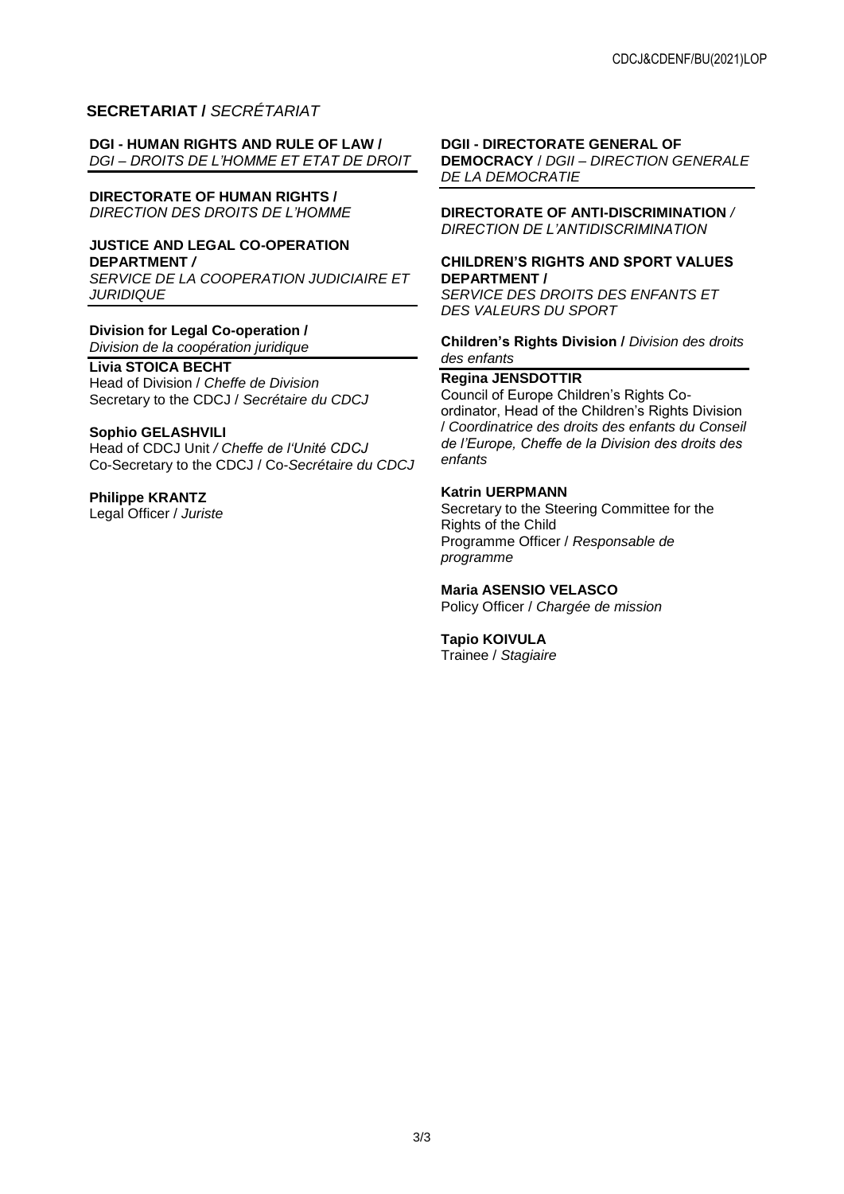## SECRETARIAT / *SECRÉTARIAT*

**DGI - HUMAN RIGHTS AND RULE OF LAW /**
*DGI – DROITS DE L'HOMME ET ETAT DE DROIT*

**DIRECTORATE OF HUMAN RIGHTS /**
*DIRECTION DES DROITS DE L'HOMME*

**JUSTICE AND LEGAL CO-OPERATION DEPARTMENT /**
*SERVICE DE LA COOPERATION JUDICIAIRE ET JURIDIQUE*

**Division for Legal Co-operation /**
*Division de la coopération juridique*

**Livia STOICA BECHT**
Head of Division / *Cheffe de Division*
Secretary to the CDCJ / *Secrétaire du CDCJ*

**Sophio GELASHVILI**
Head of CDCJ Unit */ Cheffe de l'Unité CDCJ*
Co-Secretary to the CDCJ / Co-*Secrétaire du CDCJ*

**Philippe KRANTZ**
Legal Officer / *Juriste*

**DGII - DIRECTORATE GENERAL OF DEMOCRACY** / *DGII – DIRECTION GENERALE DE LA DEMOCRATIE*

**DIRECTORATE OF ANTI-DISCRIMINATION** */*
*DIRECTION DE L'ANTIDISCRIMINATION*

**CHILDREN'S RIGHTS AND SPORT VALUES DEPARTMENT /**
*SERVICE DES DROITS DES ENFANTS ET DES VALEURS DU SPORT*

**Children's Rights Division /** *Division des droits des enfants*

**Regina JENSDOTTIR**
Council of Europe Children's Rights Co-ordinator, Head of the Children's Rights Division / *Coordinatrice des droits des enfants du Conseil de l'Europe, Cheffe de la Division des droits des enfants*

**Katrin UERPMANN**
Secretary to the Steering Committee for the Rights of the Child
Programme Officer / *Responsable de programme*

**Maria ASENSIO VELASCO**
Policy Officer / *Chargée de mission*

**Tapio KOIVULA**
Trainee / *Stagiaire*